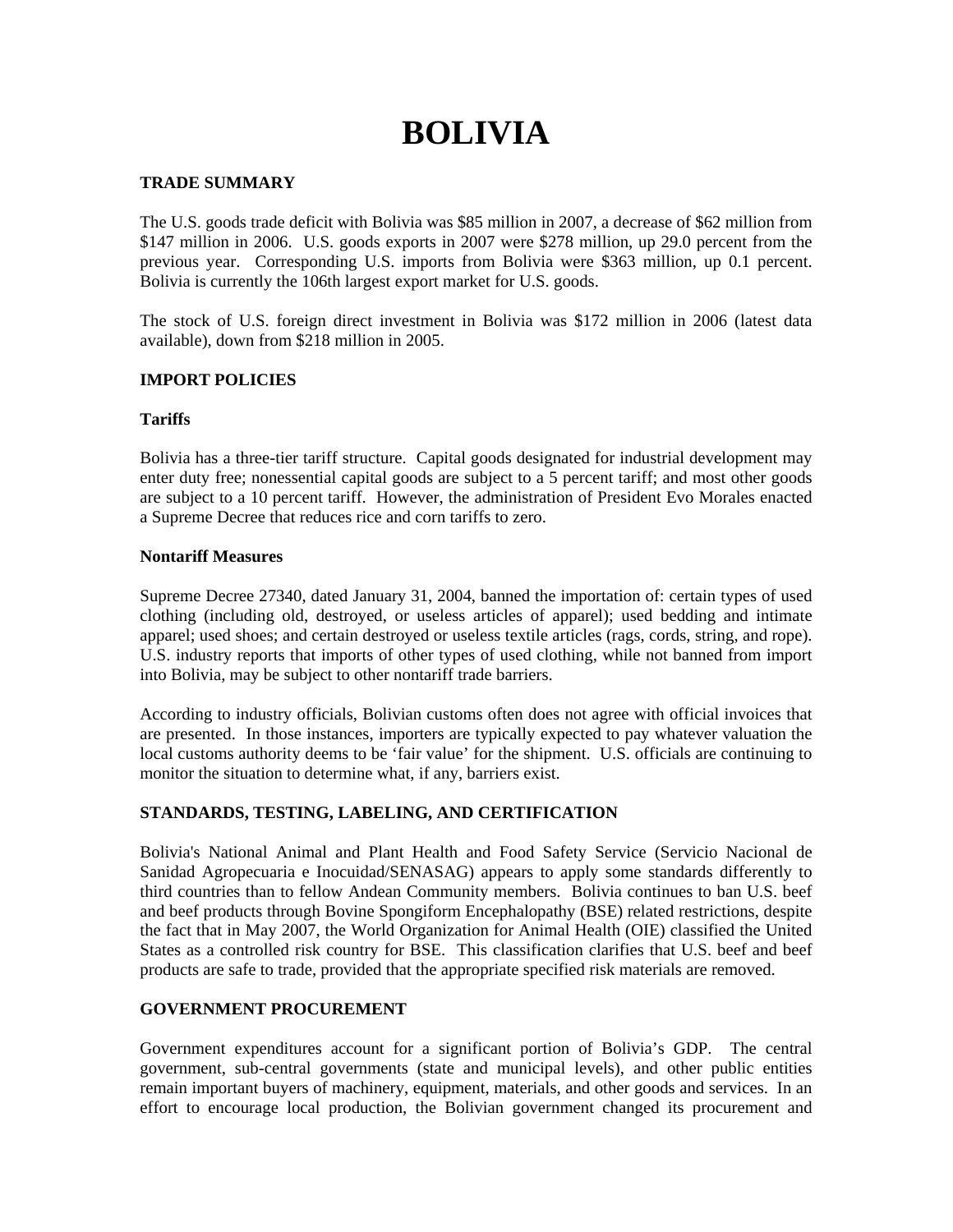# BOLIVIA

## TRADE SUMMARY

The U.S. goods trade deficit with Bolivia was $85 million in 2007, a decrease of $62 million from $147 million in 2006. U.S. goods exports in 2007 were $278 million, up 29.0 percent from the previous year. Corresponding U.S. imports from Bolivia were $363 million, up 0.1 percent. Bolivia is currently the 106th largest export market for U.S. goods.

The stock of U.S. foreign direct investment in Bolivia was $172 million in 2006 (latest data available), down from $218 million in 2005.

## IMPORT POLICIES

### Tariffs

Bolivia has a three-tier tariff structure. Capital goods designated for industrial development may enter duty free; nonessential capital goods are subject to a 5 percent tariff; and most other goods are subject to a 10 percent tariff. However, the administration of President Evo Morales enacted a Supreme Decree that reduces rice and corn tariffs to zero.

### Nontariff Measures

Supreme Decree 27340, dated January 31, 2004, banned the importation of: certain types of used clothing (including old, destroyed, or useless articles of apparel); used bedding and intimate apparel; used shoes; and certain destroyed or useless textile articles (rags, cords, string, and rope). U.S. industry reports that imports of other types of used clothing, while not banned from import into Bolivia, may be subject to other nontariff trade barriers.

According to industry officials, Bolivian customs often does not agree with official invoices that are presented. In those instances, importers are typically expected to pay whatever valuation the local customs authority deems to be 'fair value' for the shipment. U.S. officials are continuing to monitor the situation to determine what, if any, barriers exist.

## STANDARDS, TESTING, LABELING, AND CERTIFICATION

Bolivia's National Animal and Plant Health and Food Safety Service (Servicio Nacional de Sanidad Agropecuaria e Inocuidad/SENASAG) appears to apply some standards differently to third countries than to fellow Andean Community members. Bolivia continues to ban U.S. beef and beef products through Bovine Spongiform Encephalopathy (BSE) related restrictions, despite the fact that in May 2007, the World Organization for Animal Health (OIE) classified the United States as a controlled risk country for BSE. This classification clarifies that U.S. beef and beef products are safe to trade, provided that the appropriate specified risk materials are removed.

## GOVERNMENT PROCUREMENT

Government expenditures account for a significant portion of Bolivia's GDP. The central government, sub-central governments (state and municipal levels), and other public entities remain important buyers of machinery, equipment, materials, and other goods and services. In an effort to encourage local production, the Bolivian government changed its procurement and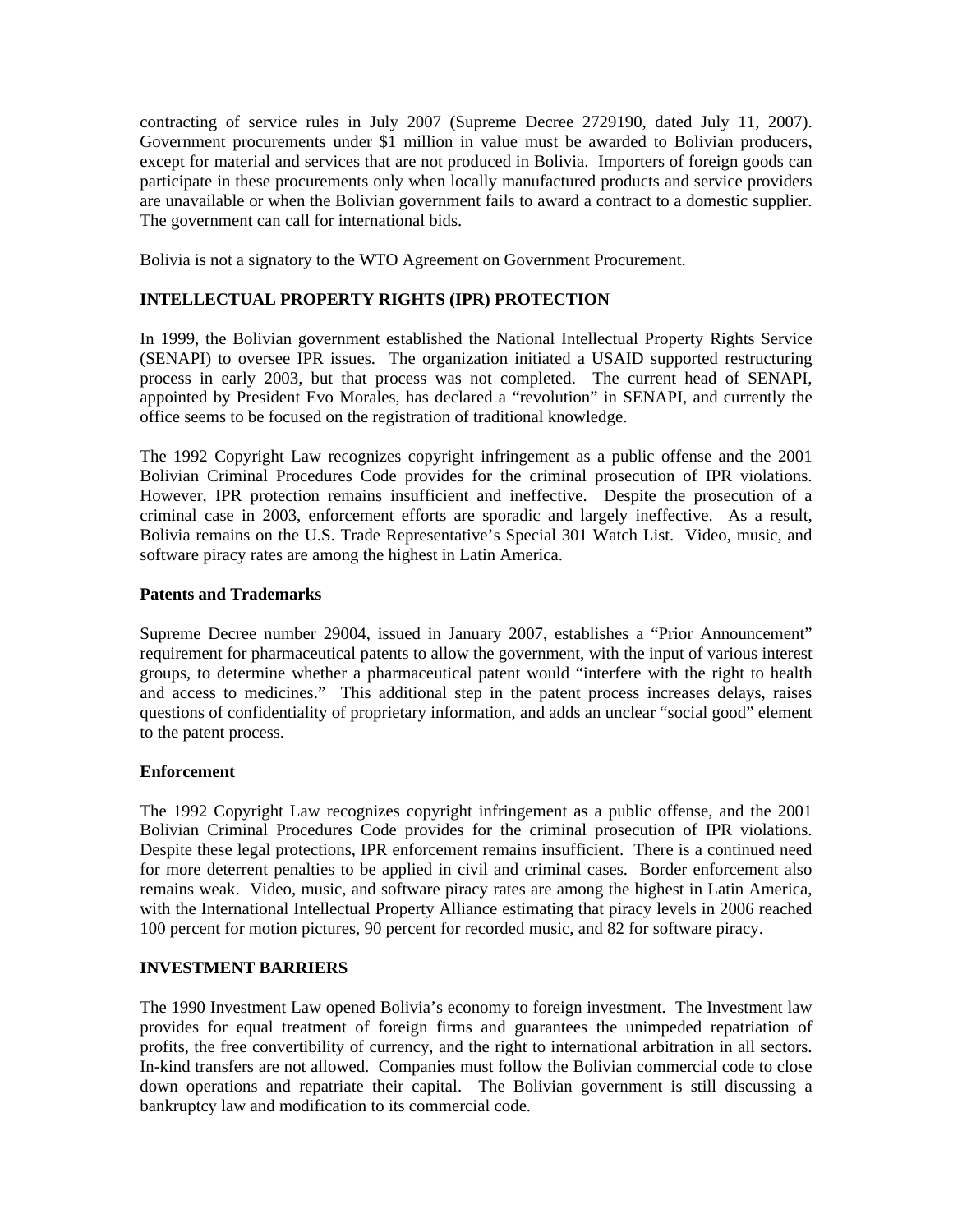contracting of service rules in July 2007 (Supreme Decree 2729190, dated July 11, 2007). Government procurements under $1 million in value must be awarded to Bolivian producers, except for material and services that are not produced in Bolivia. Importers of foreign goods can participate in these procurements only when locally manufactured products and service providers are unavailable or when the Bolivian government fails to award a contract to a domestic supplier. The government can call for international bids.

Bolivia is not a signatory to the WTO Agreement on Government Procurement.

## INTELLECTUAL PROPERTY RIGHTS (IPR) PROTECTION

In 1999, the Bolivian government established the National Intellectual Property Rights Service (SENAPI) to oversee IPR issues. The organization initiated a USAID supported restructuring process in early 2003, but that process was not completed. The current head of SENAPI, appointed by President Evo Morales, has declared a "revolution" in SENAPI, and currently the office seems to be focused on the registration of traditional knowledge.

The 1992 Copyright Law recognizes copyright infringement as a public offense and the 2001 Bolivian Criminal Procedures Code provides for the criminal prosecution of IPR violations. However, IPR protection remains insufficient and ineffective. Despite the prosecution of a criminal case in 2003, enforcement efforts are sporadic and largely ineffective. As a result, Bolivia remains on the U.S. Trade Representative's Special 301 Watch List. Video, music, and software piracy rates are among the highest in Latin America.

### Patents and Trademarks

Supreme Decree number 29004, issued in January 2007, establishes a "Prior Announcement" requirement for pharmaceutical patents to allow the government, with the input of various interest groups, to determine whether a pharmaceutical patent would "interfere with the right to health and access to medicines." This additional step in the patent process increases delays, raises questions of confidentiality of proprietary information, and adds an unclear "social good" element to the patent process.

### Enforcement

The 1992 Copyright Law recognizes copyright infringement as a public offense, and the 2001 Bolivian Criminal Procedures Code provides for the criminal prosecution of IPR violations. Despite these legal protections, IPR enforcement remains insufficient. There is a continued need for more deterrent penalties to be applied in civil and criminal cases. Border enforcement also remains weak. Video, music, and software piracy rates are among the highest in Latin America, with the International Intellectual Property Alliance estimating that piracy levels in 2006 reached 100 percent for motion pictures, 90 percent for recorded music, and 82 for software piracy.

## INVESTMENT BARRIERS

The 1990 Investment Law opened Bolivia's economy to foreign investment. The Investment law provides for equal treatment of foreign firms and guarantees the unimpeded repatriation of profits, the free convertibility of currency, and the right to international arbitration in all sectors. In-kind transfers are not allowed. Companies must follow the Bolivian commercial code to close down operations and repatriate their capital. The Bolivian government is still discussing a bankruptcy law and modification to its commercial code.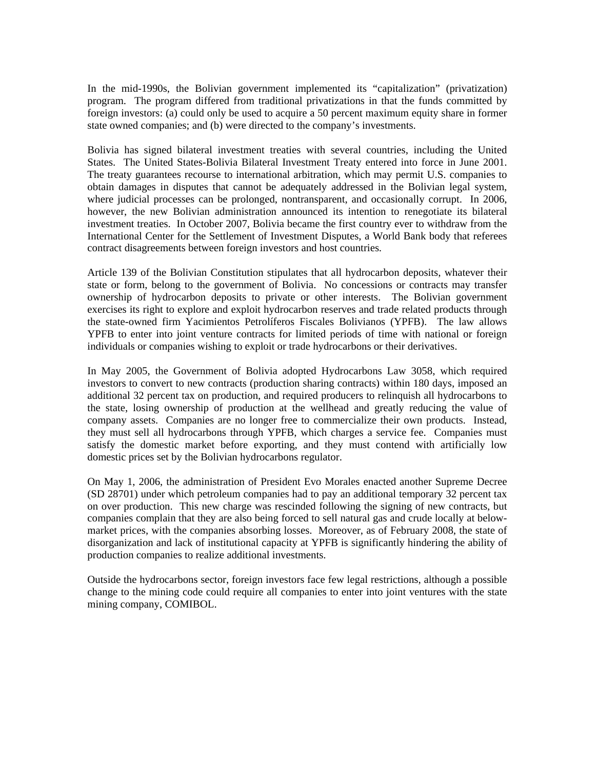In the mid-1990s, the Bolivian government implemented its "capitalization" (privatization) program. The program differed from traditional privatizations in that the funds committed by foreign investors: (a) could only be used to acquire a 50 percent maximum equity share in former state owned companies; and (b) were directed to the company's investments.

Bolivia has signed bilateral investment treaties with several countries, including the United States. The United States-Bolivia Bilateral Investment Treaty entered into force in June 2001. The treaty guarantees recourse to international arbitration, which may permit U.S. companies to obtain damages in disputes that cannot be adequately addressed in the Bolivian legal system, where judicial processes can be prolonged, nontransparent, and occasionally corrupt. In 2006, however, the new Bolivian administration announced its intention to renegotiate its bilateral investment treaties. In October 2007, Bolivia became the first country ever to withdraw from the International Center for the Settlement of Investment Disputes, a World Bank body that referees contract disagreements between foreign investors and host countries.

Article 139 of the Bolivian Constitution stipulates that all hydrocarbon deposits, whatever their state or form, belong to the government of Bolivia. No concessions or contracts may transfer ownership of hydrocarbon deposits to private or other interests. The Bolivian government exercises its right to explore and exploit hydrocarbon reserves and trade related products through the state-owned firm Yacimientos Petrolíferos Fiscales Bolivianos (YPFB). The law allows YPFB to enter into joint venture contracts for limited periods of time with national or foreign individuals or companies wishing to exploit or trade hydrocarbons or their derivatives.

In May 2005, the Government of Bolivia adopted Hydrocarbons Law 3058, which required investors to convert to new contracts (production sharing contracts) within 180 days, imposed an additional 32 percent tax on production, and required producers to relinquish all hydrocarbons to the state, losing ownership of production at the wellhead and greatly reducing the value of company assets. Companies are no longer free to commercialize their own products. Instead, they must sell all hydrocarbons through YPFB, which charges a service fee. Companies must satisfy the domestic market before exporting, and they must contend with artificially low domestic prices set by the Bolivian hydrocarbons regulator.

On May 1, 2006, the administration of President Evo Morales enacted another Supreme Decree (SD 28701) under which petroleum companies had to pay an additional temporary 32 percent tax on over production. This new charge was rescinded following the signing of new contracts, but companies complain that they are also being forced to sell natural gas and crude locally at below-market prices, with the companies absorbing losses. Moreover, as of February 2008, the state of disorganization and lack of institutional capacity at YPFB is significantly hindering the ability of production companies to realize additional investments.

Outside the hydrocarbons sector, foreign investors face few legal restrictions, although a possible change to the mining code could require all companies to enter into joint ventures with the state mining company, COMIBOL.